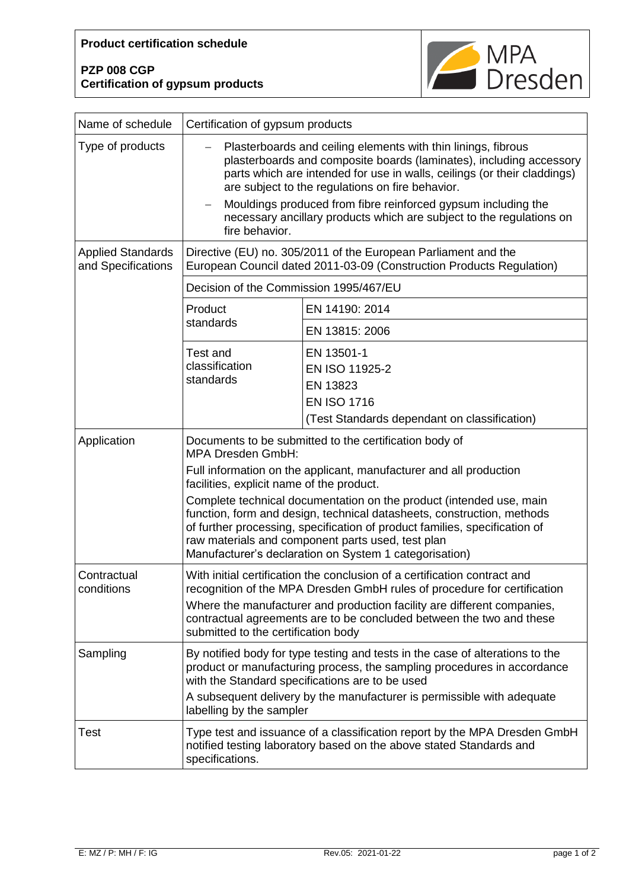**Product certification schedule**

**PZP 008 CGP**
**Certification of gypsum products**

MPA Dresden

| Name of schedule | Certification of gypsum products | |
|---|---|---|
| Type of products | – Plasterboards and ceiling elements with thin linings, fibrous plasterboards and composite boards (laminates), including accessory parts which are intended for use in walls, ceilings (or their claddings) are subject to the regulations on fire behavior.<br>– Mouldings produced from fibre reinforced gypsum including the necessary ancillary products which are subject to the regulations on fire behavior. | |
| Applied Standards and Specifications | Directive (EU) no. 305/2011 of the European Parliament and the European Council dated 2011-03-09 (Construction Products Regulation) | |
| | Decision of the Commission 1995/467/EU | |
| | Product standards | EN 14190: 2014 |
| | | EN 13815: 2006 |
| | Test and classification standards | EN 13501-1<br>EN ISO 11925-2<br>EN 13823<br>EN ISO 1716<br>(Test Standards dependant on classification) |
| Application | Documents to be submitted to the certification body of MPA Dresden GmbH:<br>Full information on the applicant, manufacturer and all production facilities, explicit name of the product.<br>Complete technical documentation on the product (intended use, main function, form and design, technical datasheets, construction, methods of further processing, specification of product families, specification of raw materials and component parts used, test plan Manufacturer's declaration on System 1 categorisation) | |
| Contractual conditions | With initial certification the conclusion of a certification contract and recognition of the MPA Dresden GmbH rules of procedure for certification<br>Where the manufacturer and production facility are different companies, contractual agreements are to be concluded between the two and these submitted to the certification body | |
| Sampling | By notified body for type testing and tests in the case of alterations to the product or manufacturing process, the sampling procedures in accordance with the Standard specifications are to be used<br>A subsequent delivery by the manufacturer is permissible with adequate labelling by the sampler | |
| Test | Type test and issuance of a classification report by the MPA Dresden GmbH notified testing laboratory based on the above stated Standards and specifications. | |

E: MZ / P: MH / F: IG    Rev.05: 2021-01-22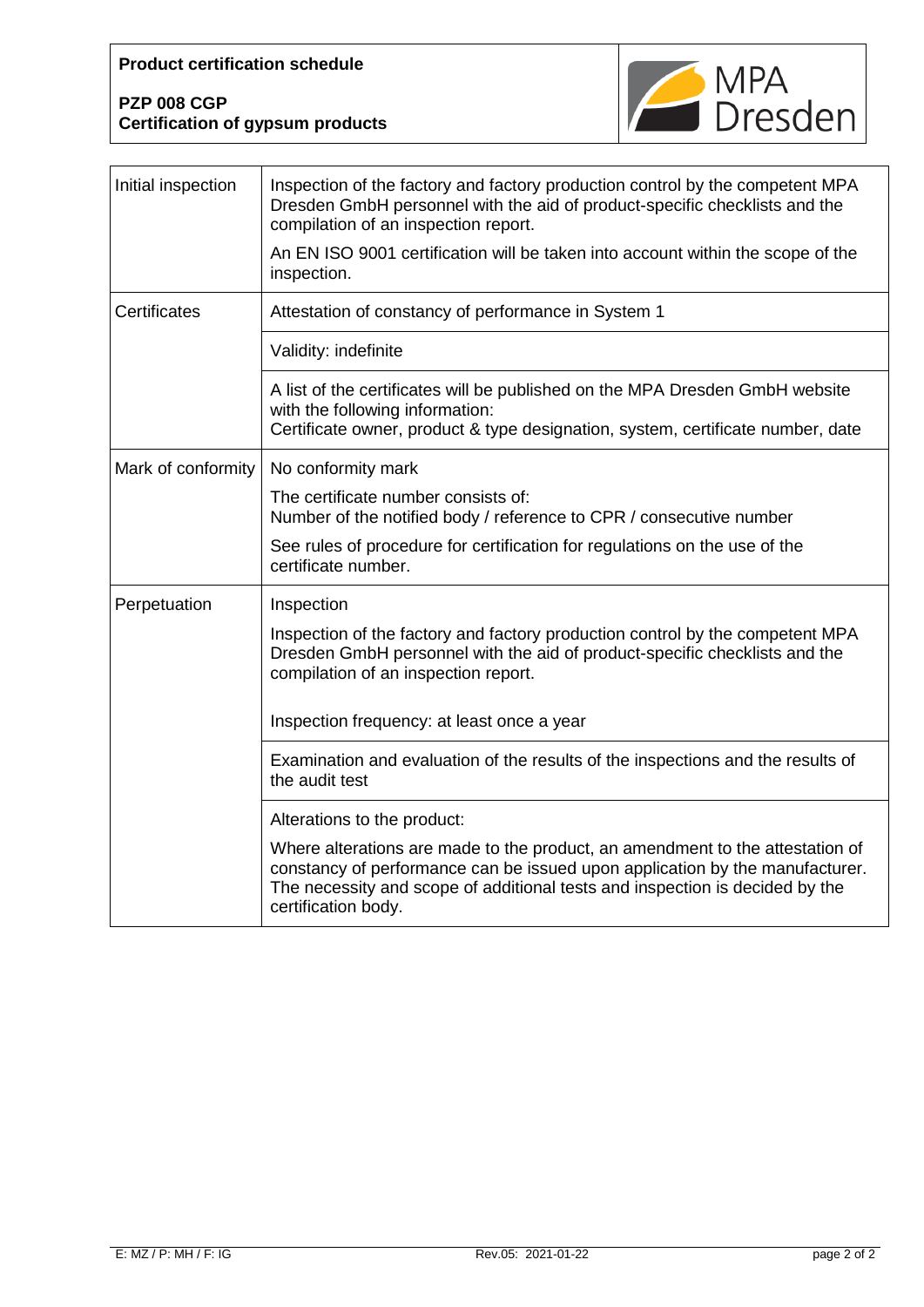**Product certification schedule**

**PZP 008 CGP**
**Certification of gypsum products**

| | |
|---|---|
| Initial inspection | Inspection of the factory and factory production control by the competent MPA Dresden GmbH personnel with the aid of product-specific checklists and the compilation of an inspection report.<br><br>An EN ISO 9001 certification will be taken into account within the scope of the inspection. |
| Certificates | Attestation of constancy of performance in System 1 |
| | Validity: indefinite |
| | A list of the certificates will be published on the MPA Dresden GmbH website with the following information:<br>Certificate owner, product & type designation, system, certificate number, date |
| Mark of conformity | No conformity mark<br><br>The certificate number consists of:<br>Number of the notified body / reference to CPR / consecutive number<br><br>See rules of procedure for certification for regulations on the use of the certificate number. |
| Perpetuation | Inspection<br><br>Inspection of the factory and factory production control by the competent MPA Dresden GmbH personnel with the aid of product-specific checklists and the compilation of an inspection report.<br><br>Inspection frequency: at least once a year |
| | Examination and evaluation of the results of the inspections and the results of the audit test |
| | Alterations to the product:<br><br>Where alterations are made to the product, an amendment to the attestation of constancy of performance can be issued upon application by the manufacturer. The necessity and scope of additional tests and inspection is decided by the certification body. |

E: MZ / P: MH / F: IG Rev.05: 2021-01-22